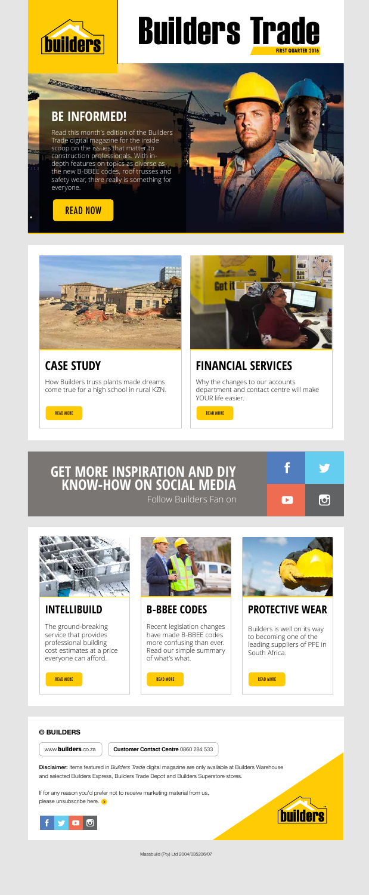# Builders Trade

FIRST QUARTER 2016

## BE INFORMED!

Read this month's edition of the Builders Trade digital magazine for the inside scoop on the issues that matter to construction professionals. With in-depth features on topics as diverse as the new B-BBEE codes, roof trusses and safety wear, there really is something for everyone.

READ NOW

## CASE STUDY

How Builders truss plants made dreams come true for a high school in rural KZN.

READ MORE

## FINANCIAL SERVICES

Why the changes to our accounts department and contact centre will make YOUR life easier.

READ MORE

## GET MORE INSPIRATION AND DIY KNOW-HOW ON SOCIAL MEDIA

Follow Builders Fan on

## INTELLIBUILD

The ground-breaking service that provides professional building cost estimates at a price everyone can afford.

READ MORE

## B-BBEE CODES

Recent legislation changes have made B-BBEE codes more confusing than ever. Read our simple summary of what's what.

READ MORE

## PROTECTIVE WEAR

Builders is well on its way to becoming one of the leading suppliers of PPE in South Africa.

READ MORE

**© BUILDERS**

www.**builders**.co.za

**Customer Contact Centre** 0860 284 533

**Disclaimer:** Items featured in *Builders Trade* digital magazine are only available at Builders Warehouse and selected Builders Express, Builders Trade Depot and Builders Superstore stores.

If for any reason you'd prefer not to receive marketing material from us, please unsubscribe here.

Massbuild (Pty) Ltd 2004/035206/07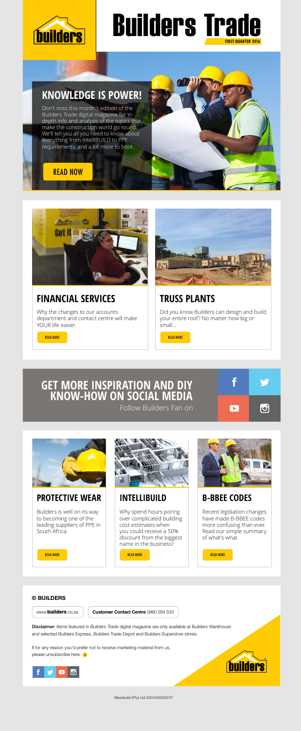# Builders Trade

**FIRST QUARTER 2016**

## KNOWLEDGE IS POWER!

Don't miss this month's edition of the Builders Trade digital magazine for in-depth info and analysis of the topics that make the construction world go round. We'll tell you all you need to know about everything from IntelliBUILD to PPE requirements, and a lot more to boot.

READ NOW

## FINANCIAL SERVICES

Why the changes to our accounts department and contact centre will make YOUR life easier.

READ MORE

## TRUSS PLANTS

Did you know Builders can design and build your entire roof? No matter how big or small...

READ MORE

## GET MORE INSPIRATION AND DIY KNOW-HOW ON SOCIAL MEDIA

Follow Builders Fan on

## PROTECTIVE WEAR

Builders is well on its way to becoming one of the leading suppliers of PPE in South Africa.

READ MORE

## INTELLIBUILD

Why spend hours poring over complicated building cost estimates when you could receive a 50% discount from the biggest name in the business?

READ MORE

## B-BBEE CODES

Recent legislation changes have made B-BBEE codes more confusing than ever. Read our simple summary of what's what.

READ MORE

**© BUILDERS**

www.**builders**.co.za

**Customer Contact Centre** 0860 284 533

**Disclaimer:** Items featured in *Builders Trade* digital magazine are only available at Builders Warehouse and selected Builders Express, Builders Trade Depot and Builders Superstore stores.

If for any reason you'd prefer not to receive marketing material from us, please unsubscribe here.

Massbuild (Pty) Ltd 2004/035206/07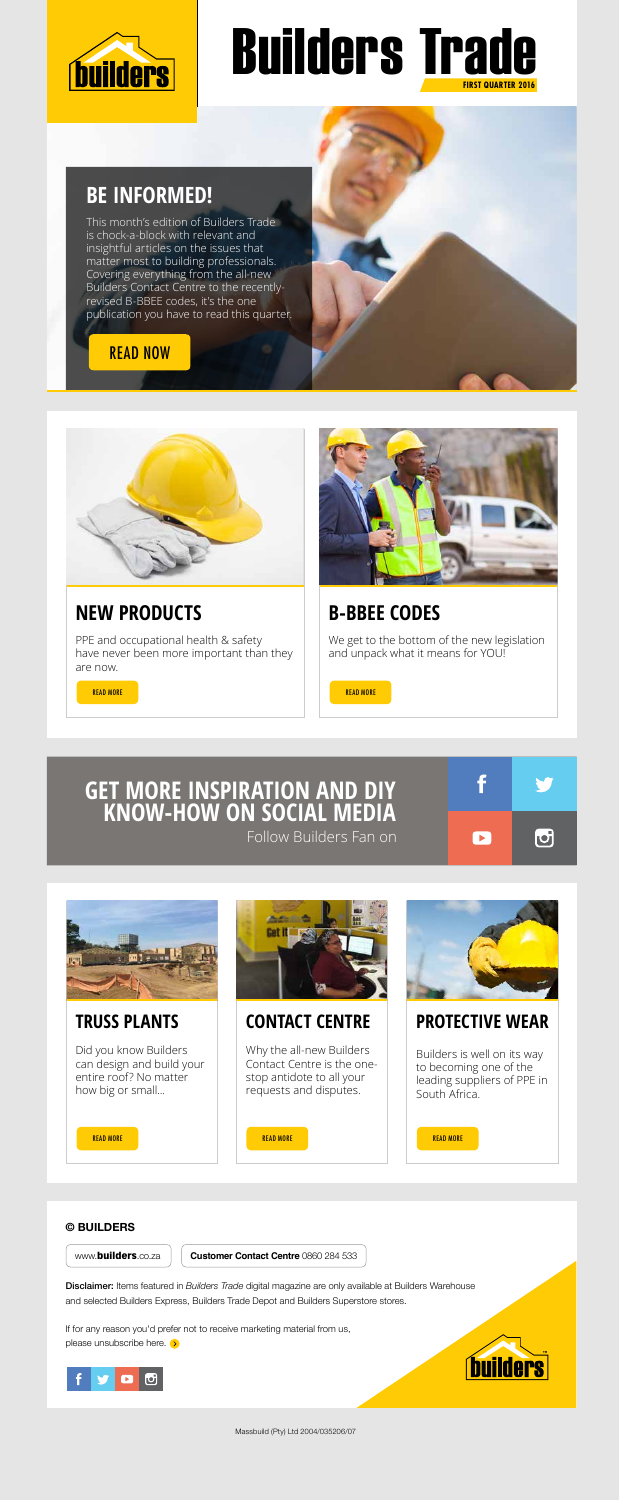# Builders Trade

FIRST QUARTER 2016

## BE INFORMED!

This month's edition of Builders Trade is chock-a-block with relevant and insightful articles on the issues that matter most to building professionals. Covering everything from the all-new Builders Contact Centre to the recently-revised B-BBEE codes, it's the one publication you have to read this quarter.

READ NOW

## NEW PRODUCTS

PPE and occupational health & safety have never been more important than they are now.

READ MORE

## B-BBEE CODES

We get to the bottom of the new legislation and unpack what it means for YOU!

READ MORE

## GET MORE INSPIRATION AND DIY KNOW-HOW ON SOCIAL MEDIA

Follow Builders Fan on

## TRUSS PLANTS

Did you know Builders can design and build your entire roof? No matter how big or small...

READ MORE

## CONTACT CENTRE

Why the all-new Builders Contact Centre is the one-stop antidote to all your requests and disputes.

READ MORE

## PROTECTIVE WEAR

Builders is well on its way to becoming one of the leading suppliers of PPE in South Africa.

READ MORE

**© BUILDERS**

www.**builders**.co.za

**Customer Contact Centre** 0860 284 533

**Disclaimer:** Items featured in *Builders Trade* digital magazine are only available at Builders Warehouse and selected Builders Express, Builders Trade Depot and Builders Superstore stores.

If for any reason you'd prefer not to receive marketing material from us, please unsubscribe here.

Massbuild (Pty) Ltd 2004/035206/07